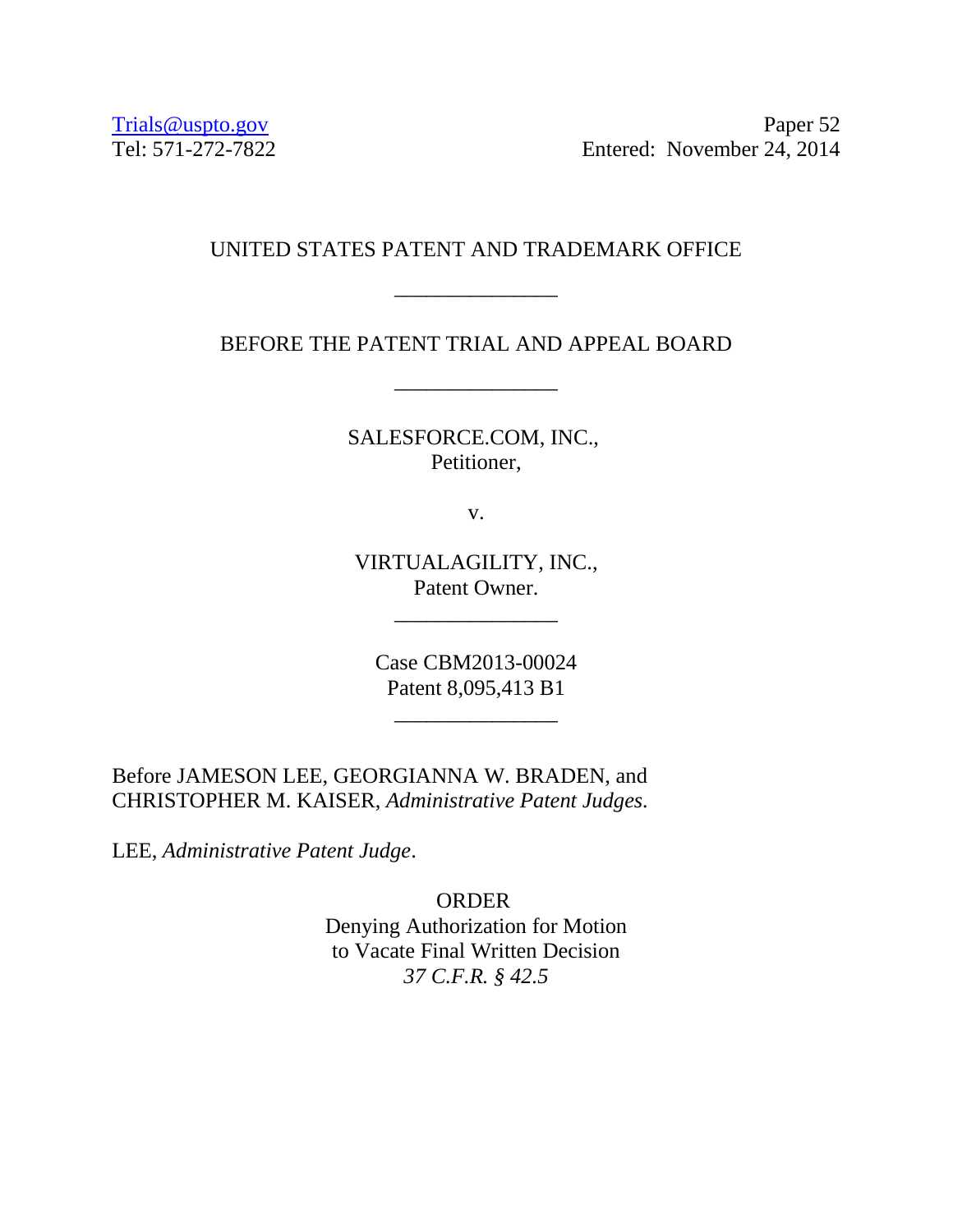Trials@uspto.gov
Tel: 571-272-7822

Paper 52
Entered: November 24, 2014

UNITED STATES PATENT AND TRADEMARK OFFICE

\_\_\_\_\_\_\_\_\_\_\_\_\_\_\_

BEFORE THE PATENT TRIAL AND APPEAL BOARD

\_\_\_\_\_\_\_\_\_\_\_\_\_\_\_

SALESFORCE.COM, INC.,
Petitioner,

v.

VIRTUALAGILITY, INC.,
Patent Owner.

\_\_\_\_\_\_\_\_\_\_\_\_\_\_\_

Case CBM2013-00024
Patent 8,095,413 B1

\_\_\_\_\_\_\_\_\_\_\_\_\_\_\_

Before JAMESON LEE, GEORGIANNA W. BRADEN, and CHRISTOPHER M. KAISER, *Administrative Patent Judges*.

LEE, *Administrative Patent Judge*.

ORDER
Denying Authorization for Motion
to Vacate Final Written Decision
*37 C.F.R. § 42.5*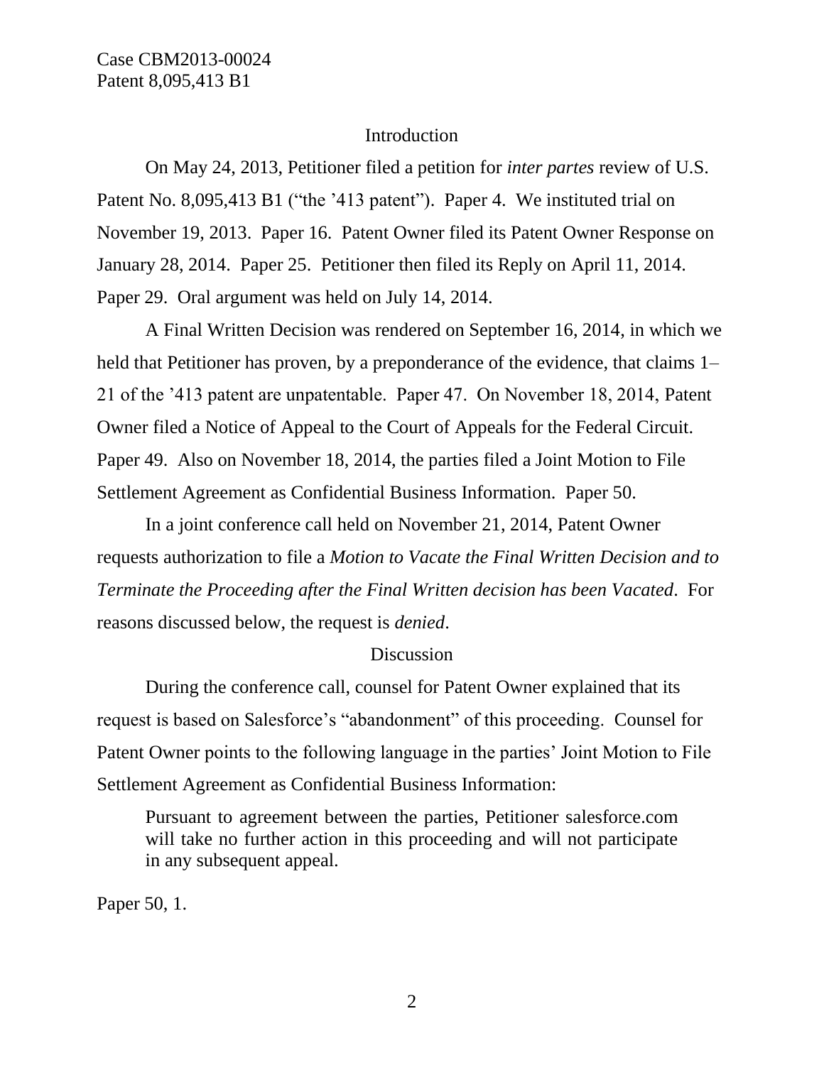## Introduction

On May 24, 2013, Petitioner filed a petition for *inter partes* review of U.S. Patent No. 8,095,413 B1 ("the '413 patent"). Paper 4. We instituted trial on November 19, 2013. Paper 16. Patent Owner filed its Patent Owner Response on January 28, 2014. Paper 25. Petitioner then filed its Reply on April 11, 2014. Paper 29. Oral argument was held on July 14, 2014.

A Final Written Decision was rendered on September 16, 2014, in which we held that Petitioner has proven, by a preponderance of the evidence, that claims 1–21 of the '413 patent are unpatentable. Paper 47. On November 18, 2014, Patent Owner filed a Notice of Appeal to the Court of Appeals for the Federal Circuit. Paper 49. Also on November 18, 2014, the parties filed a Joint Motion to File Settlement Agreement as Confidential Business Information. Paper 50.

In a joint conference call held on November 21, 2014, Patent Owner requests authorization to file a *Motion to Vacate the Final Written Decision and to Terminate the Proceeding after the Final Written decision has been Vacated*. For reasons discussed below, the request is *denied*.

## Discussion

During the conference call, counsel for Patent Owner explained that its request is based on Salesforce's "abandonment" of this proceeding. Counsel for Patent Owner points to the following language in the parties' Joint Motion to File Settlement Agreement as Confidential Business Information:

> Pursuant to agreement between the parties, Petitioner salesforce.com will take no further action in this proceeding and will not participate in any subsequent appeal.

Paper 50, 1.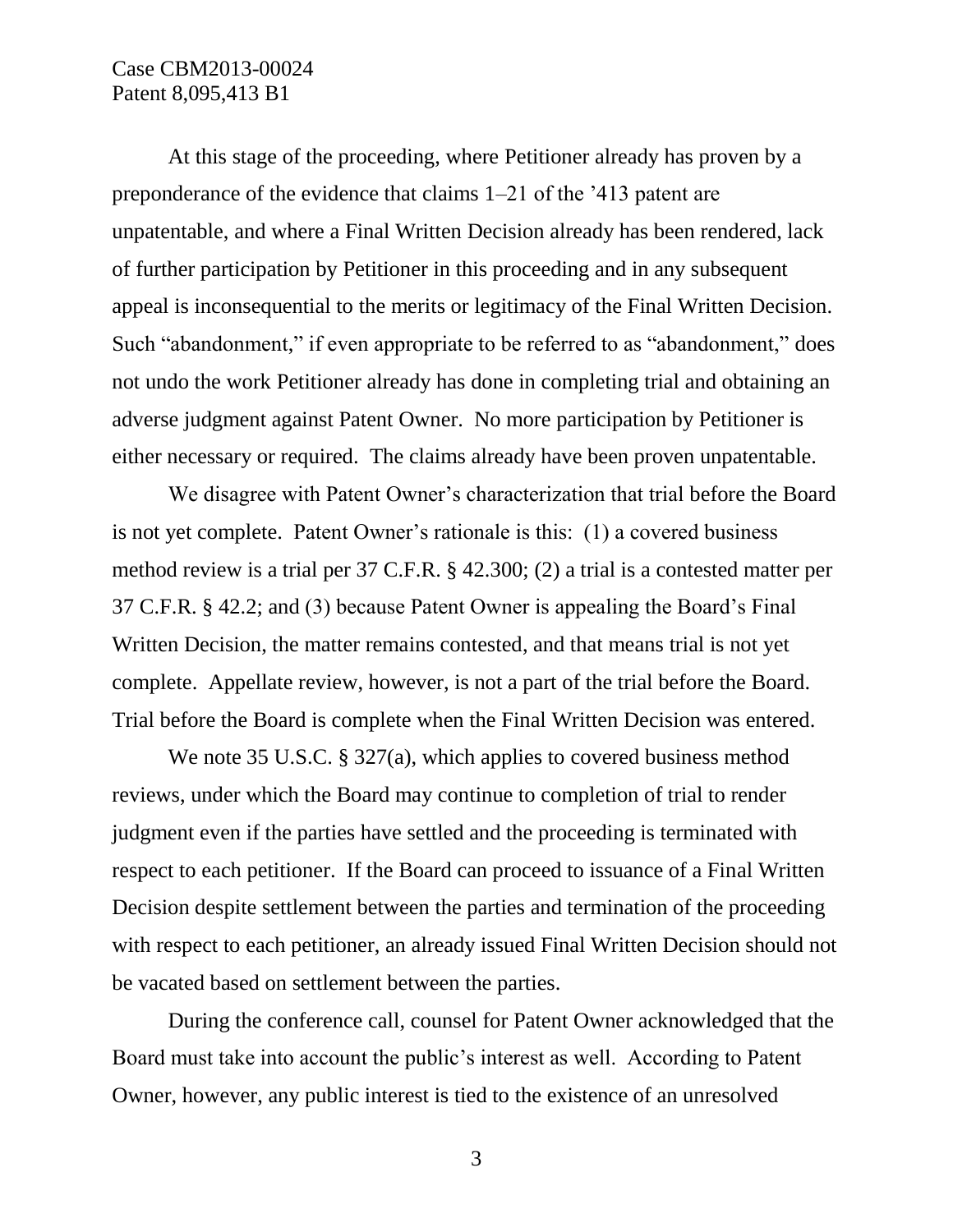At this stage of the proceeding, where Petitioner already has proven by a preponderance of the evidence that claims 1–21 of the '413 patent are unpatentable, and where a Final Written Decision already has been rendered, lack of further participation by Petitioner in this proceeding and in any subsequent appeal is inconsequential to the merits or legitimacy of the Final Written Decision. Such "abandonment," if even appropriate to be referred to as "abandonment," does not undo the work Petitioner already has done in completing trial and obtaining an adverse judgment against Patent Owner. No more participation by Petitioner is either necessary or required. The claims already have been proven unpatentable.

We disagree with Patent Owner's characterization that trial before the Board is not yet complete. Patent Owner's rationale is this: (1) a covered business method review is a trial per 37 C.F.R. § 42.300; (2) a trial is a contested matter per 37 C.F.R. § 42.2; and (3) because Patent Owner is appealing the Board's Final Written Decision, the matter remains contested, and that means trial is not yet complete. Appellate review, however, is not a part of the trial before the Board. Trial before the Board is complete when the Final Written Decision was entered.

We note 35 U.S.C. § 327(a), which applies to covered business method reviews, under which the Board may continue to completion of trial to render judgment even if the parties have settled and the proceeding is terminated with respect to each petitioner. If the Board can proceed to issuance of a Final Written Decision despite settlement between the parties and termination of the proceeding with respect to each petitioner, an already issued Final Written Decision should not be vacated based on settlement between the parties.

During the conference call, counsel for Patent Owner acknowledged that the Board must take into account the public's interest as well. According to Patent Owner, however, any public interest is tied to the existence of an unresolved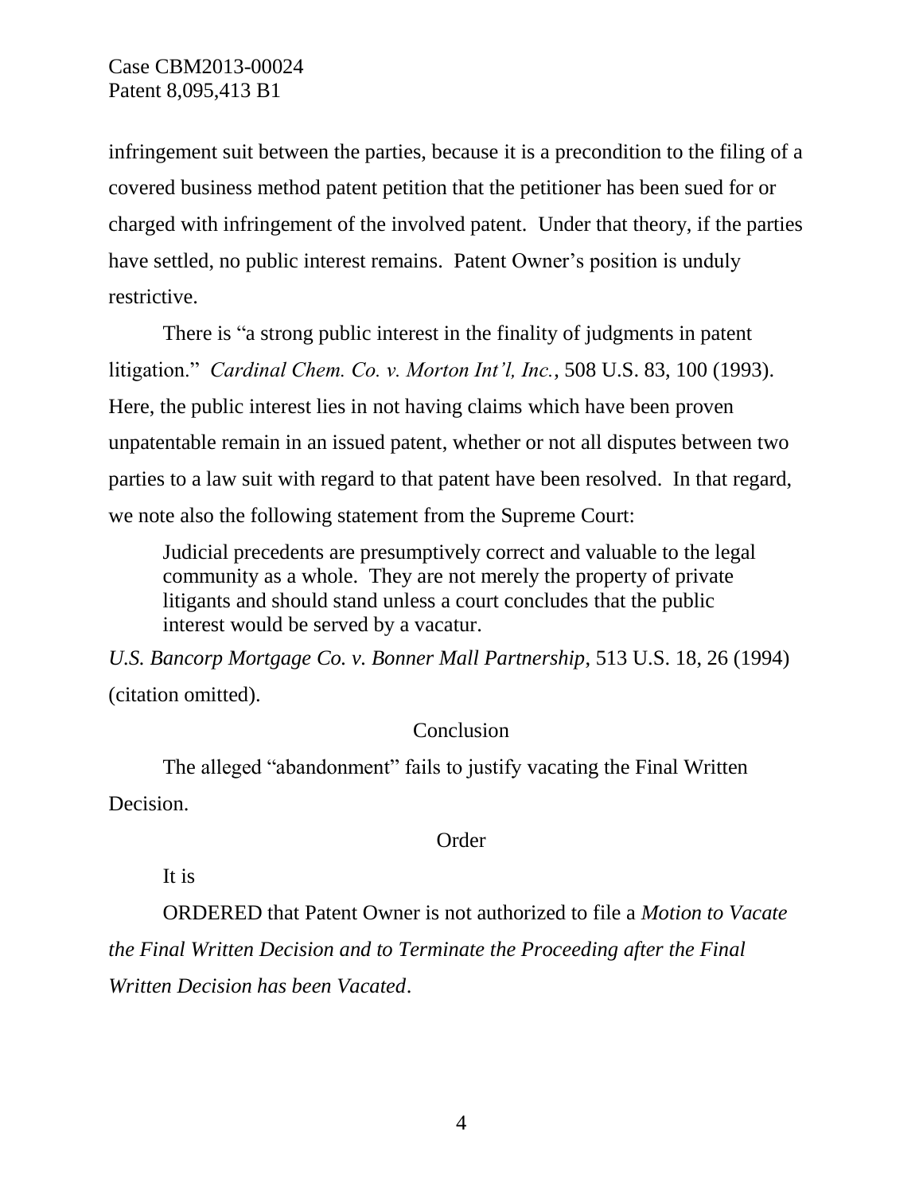infringement suit between the parties, because it is a precondition to the filing of a covered business method patent petition that the petitioner has been sued for or charged with infringement of the involved patent. Under that theory, if the parties have settled, no public interest remains. Patent Owner's position is unduly restrictive.

There is "a strong public interest in the finality of judgments in patent litigation." *Cardinal Chem. Co. v. Morton Int'l, Inc.*, 508 U.S. 83, 100 (1993). Here, the public interest lies in not having claims which have been proven unpatentable remain in an issued patent, whether or not all disputes between two parties to a law suit with regard to that patent have been resolved. In that regard, we note also the following statement from the Supreme Court:

> Judicial precedents are presumptively correct and valuable to the legal community as a whole. They are not merely the property of private litigants and should stand unless a court concludes that the public interest would be served by a vacatur.

*U.S. Bancorp Mortgage Co. v. Bonner Mall Partnership*, 513 U.S. 18, 26 (1994) (citation omitted).

## Conclusion

The alleged "abandonment" fails to justify vacating the Final Written Decision.

## Order

It is

ORDERED that Patent Owner is not authorized to file a *Motion to Vacate the Final Written Decision and to Terminate the Proceeding after the Final Written Decision has been Vacated*.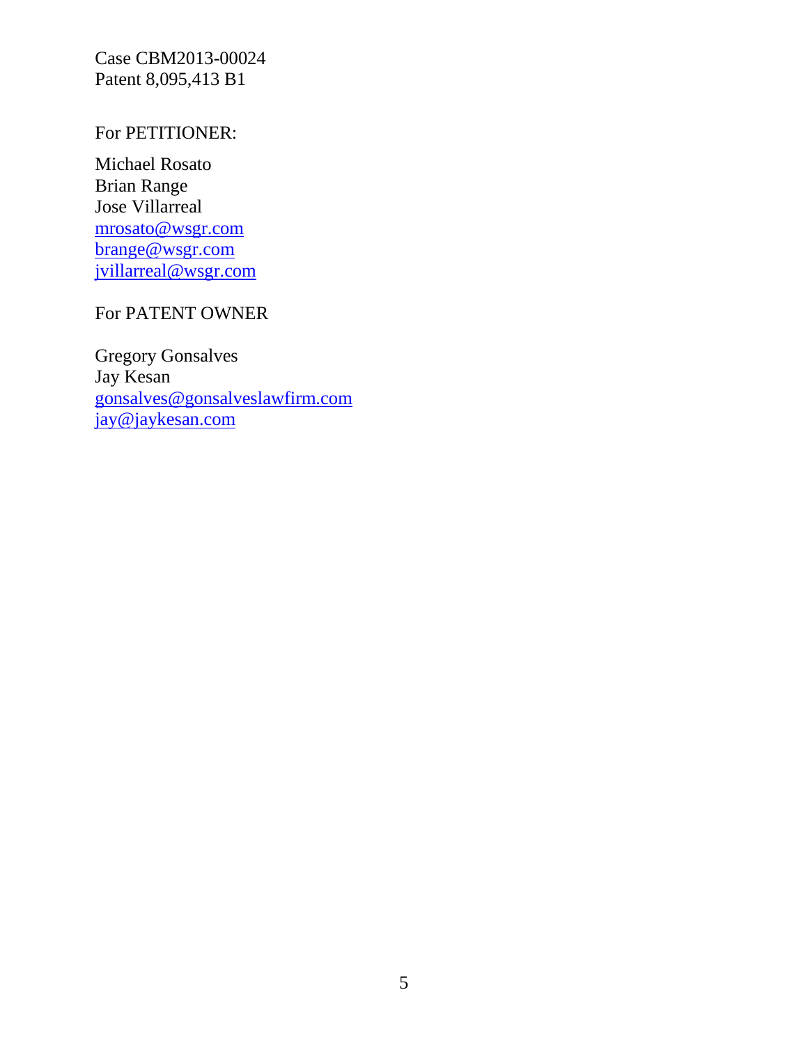Case CBM2013-00024
Patent 8,095,413 B1

For PETITIONER:

Michael Rosato
Brian Range
Jose Villarreal
mrosato@wsgr.com
brange@wsgr.com
jvillarreal@wsgr.com

For PATENT OWNER

Gregory Gonsalves
Jay Kesan
gonsalves@gonsalveslawfirm.com
jay@jaykesan.com